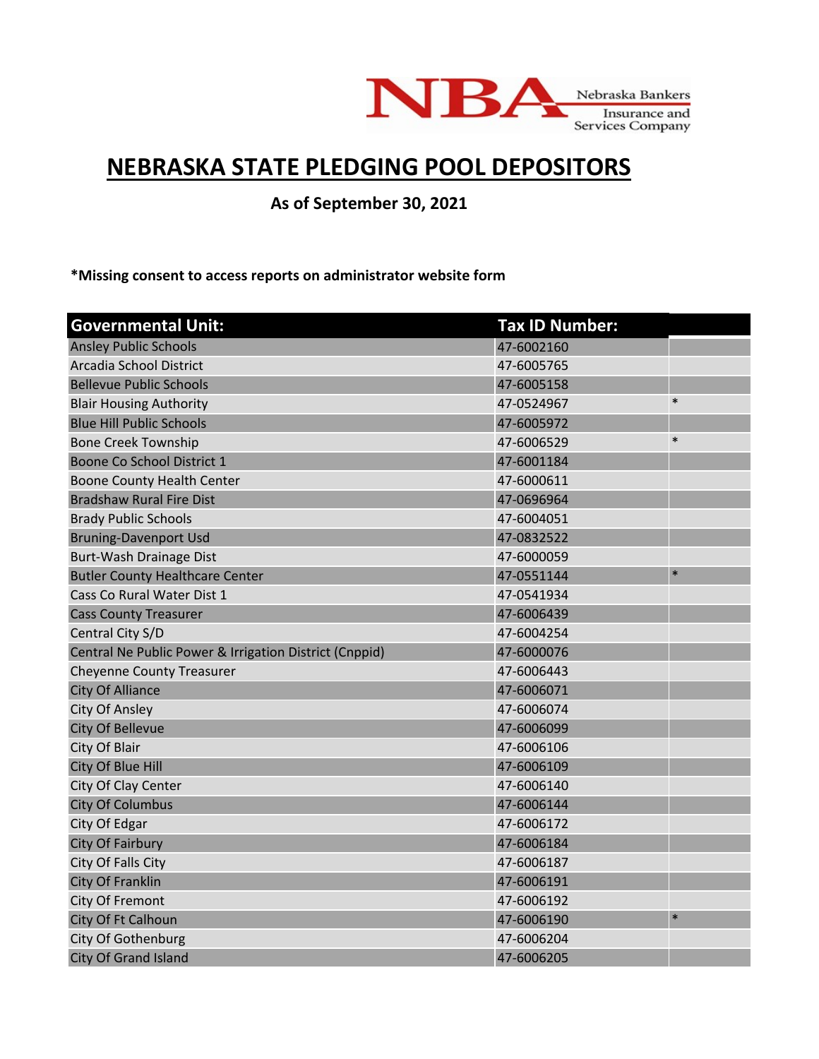Nebraska Bankers Insurance and Services Company

# NEBRASKA STATE PLEDGING POOL DEPOSITORS

**As of September 30, 2021**

**\*Missing consent to access reports on administrator website form**

| Governmental Unit: | Tax ID Number: | |
|---|---|---|
| Ansley Public Schools | 47-6002160 | |
| Arcadia School District | 47-6005765 | |
| Bellevue Public Schools | 47-6005158 | |
| Blair Housing Authority | 47-0524967 | * |
| Blue Hill Public Schools | 47-6005972 | |
| Bone Creek Township | 47-6006529 | * |
| Boone Co School District 1 | 47-6001184 | |
| Boone County Health Center | 47-6000611 | |
| Bradshaw Rural Fire Dist | 47-0696964 | |
| Brady Public Schools | 47-6004051 | |
| Bruning-Davenport Usd | 47-0832522 | |
| Burt-Wash Drainage Dist | 47-6000059 | |
| Butler County Healthcare Center | 47-0551144 | * |
| Cass Co Rural Water Dist 1 | 47-0541934 | |
| Cass County Treasurer | 47-6006439 | |
| Central City S/D | 47-6004254 | |
| Central Ne Public Power & Irrigation District (Cnppid) | 47-6000076 | |
| Cheyenne County Treasurer | 47-6006443 | |
| City Of Alliance | 47-6006071 | |
| City Of Ansley | 47-6006074 | |
| City Of Bellevue | 47-6006099 | |
| City Of Blair | 47-6006106 | |
| City Of Blue Hill | 47-6006109 | |
| City Of Clay Center | 47-6006140 | |
| City Of Columbus | 47-6006144 | |
| City Of Edgar | 47-6006172 | |
| City Of Fairbury | 47-6006184 | |
| City Of Falls City | 47-6006187 | |
| City Of Franklin | 47-6006191 | |
| City Of Fremont | 47-6006192 | |
| City Of Ft Calhoun | 47-6006190 | * |
| City Of Gothenburg | 47-6006204 | |
| City Of Grand Island | 47-6006205 | |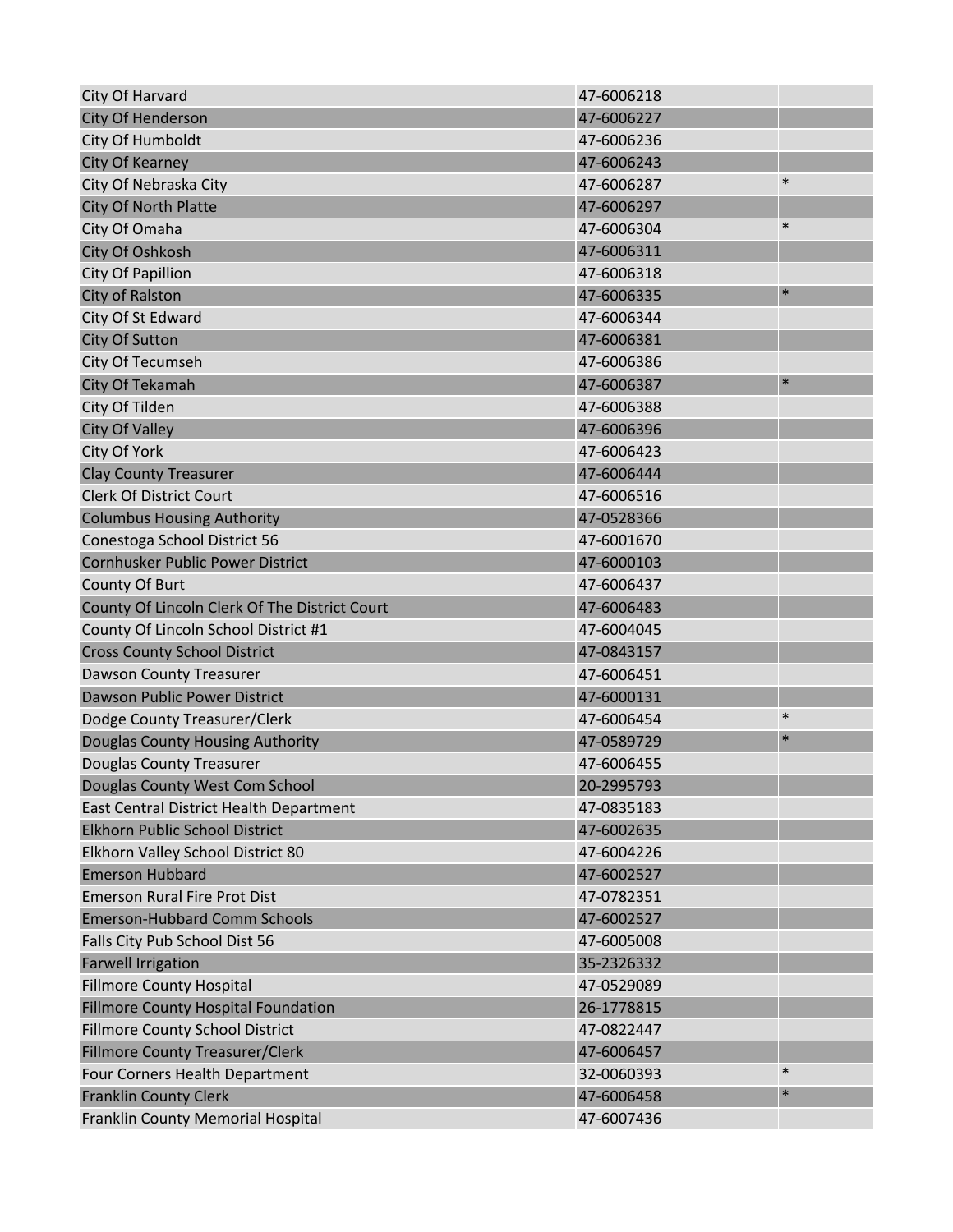| | | |
|---|---|---|
| City Of Harvard | 47-6006218 | |
| City Of Henderson | 47-6006227 | |
| City Of Humboldt | 47-6006236 | |
| City Of Kearney | 47-6006243 | |
| City Of Nebraska City | 47-6006287 | * |
| City Of North Platte | 47-6006297 | |
| City Of Omaha | 47-6006304 | * |
| City Of Oshkosh | 47-6006311 | |
| City Of Papillion | 47-6006318 | |
| City of Ralston | 47-6006335 | * |
| City Of St Edward | 47-6006344 | |
| City Of Sutton | 47-6006381 | |
| City Of Tecumseh | 47-6006386 | |
| City Of Tekamah | 47-6006387 | * |
| City Of Tilden | 47-6006388 | |
| City Of Valley | 47-6006396 | |
| City Of York | 47-6006423 | |
| Clay County Treasurer | 47-6006444 | |
| Clerk Of District Court | 47-6006516 | |
| Columbus Housing Authority | 47-0528366 | |
| Conestoga School District 56 | 47-6001670 | |
| Cornhusker Public Power District | 47-6000103 | |
| County Of Burt | 47-6006437 | |
| County Of Lincoln Clerk Of The District Court | 47-6006483 | |
| County Of Lincoln School District #1 | 47-6004045 | |
| Cross County School District | 47-0843157 | |
| Dawson County Treasurer | 47-6006451 | |
| Dawson Public Power District | 47-6000131 | |
| Dodge County Treasurer/Clerk | 47-6006454 | * |
| Douglas County Housing Authority | 47-0589729 | * |
| Douglas County Treasurer | 47-6006455 | |
| Douglas County West Com School | 20-2995793 | |
| East Central District Health Department | 47-0835183 | |
| Elkhorn Public School District | 47-6002635 | |
| Elkhorn Valley School District 80 | 47-6004226 | |
| Emerson Hubbard | 47-6002527 | |
| Emerson Rural Fire Prot Dist | 47-0782351 | |
| Emerson-Hubbard Comm Schools | 47-6002527 | |
| Falls City Pub School Dist 56 | 47-6005008 | |
| Farwell Irrigation | 35-2326332 | |
| Fillmore County Hospital | 47-0529089 | |
| Fillmore County Hospital Foundation | 26-1778815 | |
| Fillmore County School District | 47-0822447 | |
| Fillmore County Treasurer/Clerk | 47-6006457 | |
| Four Corners Health Department | 32-0060393 | * |
| Franklin County Clerk | 47-6006458 | * |
| Franklin County Memorial Hospital | 47-6007436 | |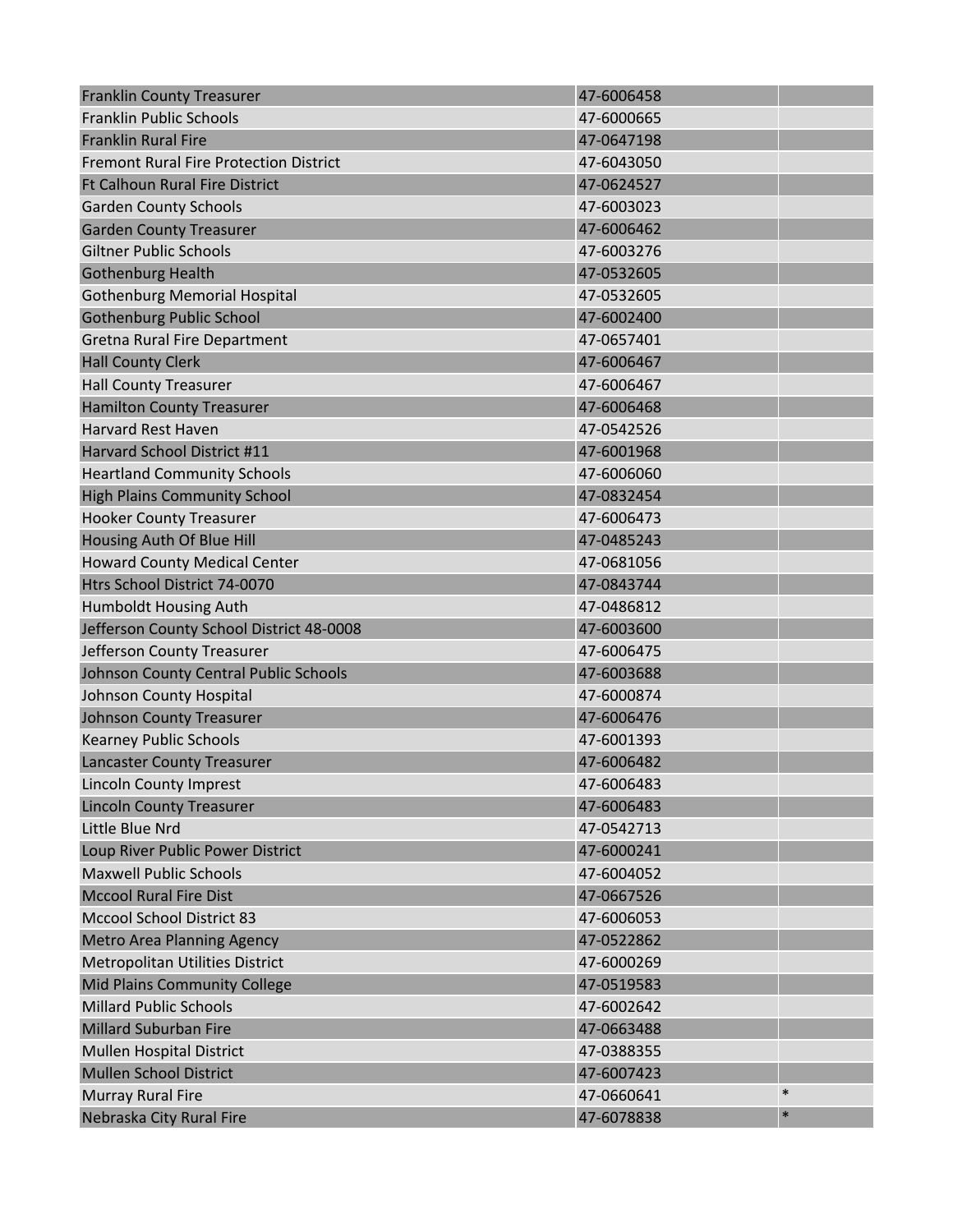| | | |
|---|---|---|
| Franklin County Treasurer | 47-6006458 | |
| Franklin Public Schools | 47-6000665 | |
| Franklin Rural Fire | 47-0647198 | |
| Fremont Rural Fire Protection District | 47-6043050 | |
| Ft Calhoun Rural Fire District | 47-0624527 | |
| Garden County Schools | 47-6003023 | |
| Garden County Treasurer | 47-6006462 | |
| Giltner Public Schools | 47-6003276 | |
| Gothenburg Health | 47-0532605 | |
| Gothenburg Memorial Hospital | 47-0532605 | |
| Gothenburg Public School | 47-6002400 | |
| Gretna Rural Fire Department | 47-0657401 | |
| Hall County Clerk | 47-6006467 | |
| Hall County Treasurer | 47-6006467 | |
| Hamilton County Treasurer | 47-6006468 | |
| Harvard Rest Haven | 47-0542526 | |
| Harvard School District #11 | 47-6001968 | |
| Heartland Community Schools | 47-6006060 | |
| High Plains Community School | 47-0832454 | |
| Hooker County Treasurer | 47-6006473 | |
| Housing Auth Of Blue Hill | 47-0485243 | |
| Howard County Medical Center | 47-0681056 | |
| Htrs School District 74-0070 | 47-0843744 | |
| Humboldt Housing Auth | 47-0486812 | |
| Jefferson County School District 48-0008 | 47-6003600 | |
| Jefferson County Treasurer | 47-6006475 | |
| Johnson County Central Public Schools | 47-6003688 | |
| Johnson County Hospital | 47-6000874 | |
| Johnson County Treasurer | 47-6006476 | |
| Kearney Public Schools | 47-6001393 | |
| Lancaster County Treasurer | 47-6006482 | |
| Lincoln County Imprest | 47-6006483 | |
| Lincoln County Treasurer | 47-6006483 | |
| Little Blue Nrd | 47-0542713 | |
| Loup River Public Power District | 47-6000241 | |
| Maxwell Public Schools | 47-6004052 | |
| Mccool Rural Fire Dist | 47-0667526 | |
| Mccool School District 83 | 47-6006053 | |
| Metro Area Planning Agency | 47-0522862 | |
| Metropolitan Utilities District | 47-6000269 | |
| Mid Plains Community College | 47-0519583 | |
| Millard Public Schools | 47-6002642 | |
| Millard Suburban Fire | 47-0663488 | |
| Mullen Hospital District | 47-0388355 | |
| Mullen School District | 47-6007423 | |
| Murray Rural Fire | 47-0660641 | * |
| Nebraska City Rural Fire | 47-6078838 | * |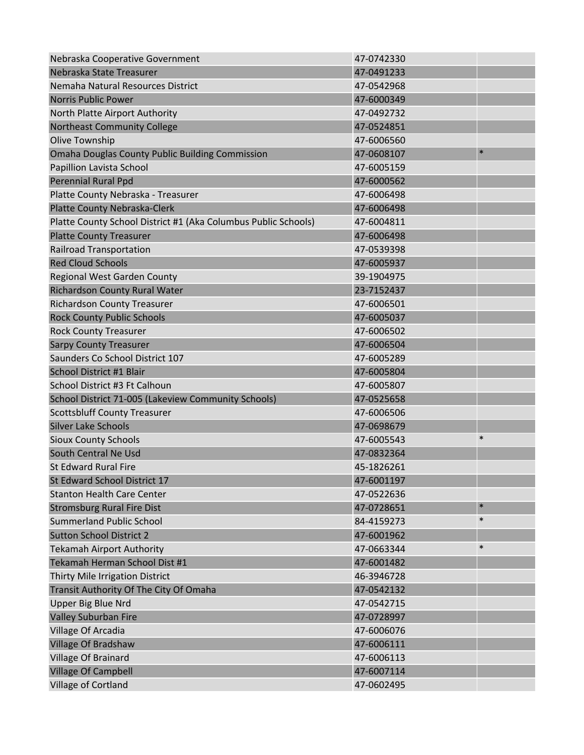| | | |
|---|---|---|
| Nebraska Cooperative Government | 47-0742330 | |
| Nebraska State Treasurer | 47-0491233 | |
| Nemaha Natural Resources District | 47-0542968 | |
| Norris Public Power | 47-6000349 | |
| North Platte Airport Authority | 47-0492732 | |
| Northeast Community College | 47-0524851 | |
| Olive Township | 47-6006560 | |
| Omaha Douglas County Public Building Commission | 47-0608107 | * |
| Papillion Lavista School | 47-6005159 | |
| Perennial Rural Ppd | 47-6000562 | |
| Platte County Nebraska - Treasurer | 47-6006498 | |
| Platte County Nebraska-Clerk | 47-6006498 | |
| Platte County School District #1 (Aka Columbus Public Schools) | 47-6004811 | |
| Platte County Treasurer | 47-6006498 | |
| Railroad Transportation | 47-0539398 | |
| Red Cloud Schools | 47-6005937 | |
| Regional West Garden County | 39-1904975 | |
| Richardson County Rural Water | 23-7152437 | |
| Richardson County Treasurer | 47-6006501 | |
| Rock County Public Schools | 47-6005037 | |
| Rock County Treasurer | 47-6006502 | |
| Sarpy County Treasurer | 47-6006504 | |
| Saunders Co School District 107 | 47-6005289 | |
| School District #1 Blair | 47-6005804 | |
| School District #3 Ft Calhoun | 47-6005807 | |
| School District 71-005 (Lakeview Community Schools) | 47-0525658 | |
| Scottsbluff County Treasurer | 47-6006506 | |
| Silver Lake Schools | 47-0698679 | |
| Sioux County Schools | 47-6005543 | * |
| South Central Ne Usd | 47-0832364 | |
| St Edward Rural Fire | 45-1826261 | |
| St Edward School District 17 | 47-6001197 | |
| Stanton Health Care Center | 47-0522636 | |
| Stromsburg Rural Fire Dist | 47-0728651 | * |
| Summerland Public School | 84-4159273 | * |
| Sutton School District 2 | 47-6001962 | |
| Tekamah Airport Authority | 47-0663344 | * |
| Tekamah Herman School Dist #1 | 47-6001482 | |
| Thirty Mile Irrigation District | 46-3946728 | |
| Transit Authority Of The City Of Omaha | 47-0542132 | |
| Upper Big Blue Nrd | 47-0542715 | |
| Valley Suburban Fire | 47-0728997 | |
| Village Of Arcadia | 47-6006076 | |
| Village Of Bradshaw | 47-6006111 | |
| Village Of Brainard | 47-6006113 | |
| Village Of Campbell | 47-6007114 | |
| Village of Cortland | 47-0602495 | |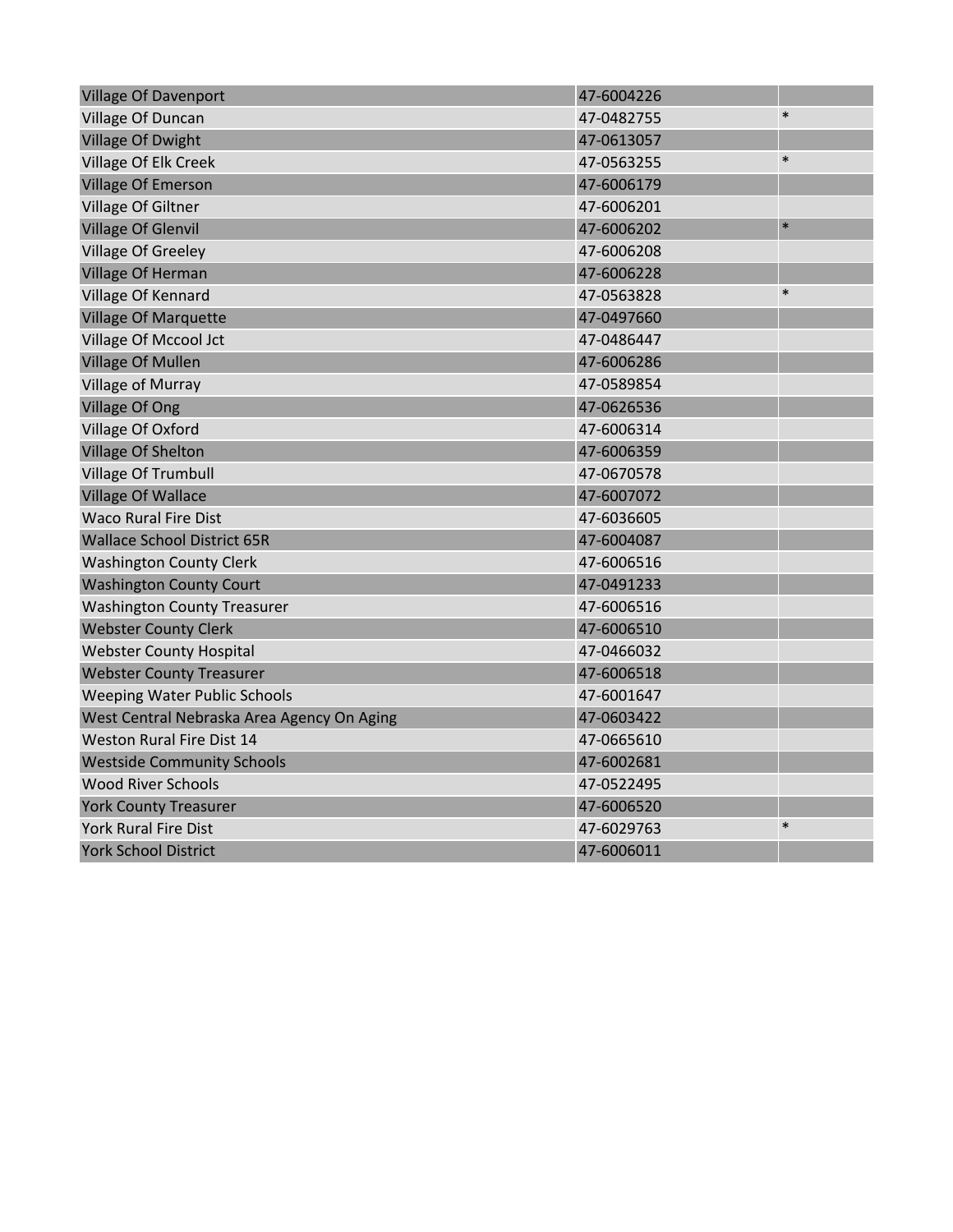| | | |
|---|---|---|
| Village Of Davenport | 47-6004226 | |
| Village Of Duncan | 47-0482755 | * |
| Village Of Dwight | 47-0613057 | |
| Village Of Elk Creek | 47-0563255 | * |
| Village Of Emerson | 47-6006179 | |
| Village Of Giltner | 47-6006201 | |
| Village Of Glenvil | 47-6006202 | * |
| Village Of Greeley | 47-6006208 | |
| Village Of Herman | 47-6006228 | |
| Village Of Kennard | 47-0563828 | * |
| Village Of Marquette | 47-0497660 | |
| Village Of Mccool Jct | 47-0486447 | |
| Village Of Mullen | 47-6006286 | |
| Village of Murray | 47-0589854 | |
| Village Of Ong | 47-0626536 | |
| Village Of Oxford | 47-6006314 | |
| Village Of Shelton | 47-6006359 | |
| Village Of Trumbull | 47-0670578 | |
| Village Of Wallace | 47-6007072 | |
| Waco Rural Fire Dist | 47-6036605 | |
| Wallace School District 65R | 47-6004087 | |
| Washington County Clerk | 47-6006516 | |
| Washington County Court | 47-0491233 | |
| Washington County Treasurer | 47-6006516 | |
| Webster County Clerk | 47-6006510 | |
| Webster County Hospital | 47-0466032 | |
| Webster County Treasurer | 47-6006518 | |
| Weeping Water Public Schools | 47-6001647 | |
| West Central Nebraska Area Agency On Aging | 47-0603422 | |
| Weston Rural Fire Dist 14 | 47-0665610 | |
| Westside Community Schools | 47-6002681 | |
| Wood River Schools | 47-0522495 | |
| York County Treasurer | 47-6006520 | |
| York Rural Fire Dist | 47-6029763 | * |
| York School District | 47-6006011 | |